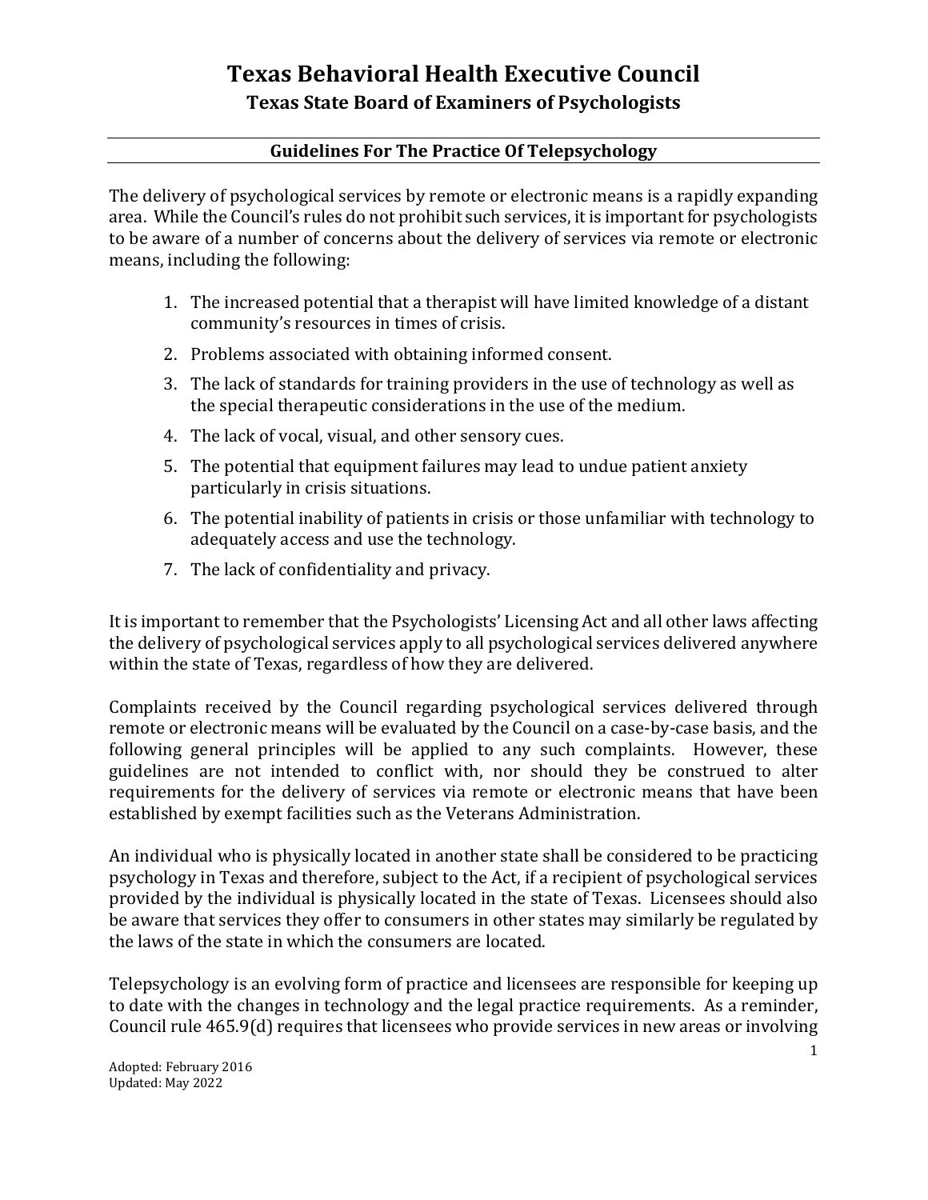# Texas Behavioral Health Executive Council

## Texas State Board of Examiners of Psychologists

### Guidelines For The Practice Of Telepsychology

The delivery of psychological services by remote or electronic means is a rapidly expanding area. While the Council's rules do not prohibit such services, it is important for psychologists to be aware of a number of concerns about the delivery of services via remote or electronic means, including the following:

1. The increased potential that a therapist will have limited knowledge of a distant community's resources in times of crisis.
2. Problems associated with obtaining informed consent.
3. The lack of standards for training providers in the use of technology as well as the special therapeutic considerations in the use of the medium.
4. The lack of vocal, visual, and other sensory cues.
5. The potential that equipment failures may lead to undue patient anxiety particularly in crisis situations.
6. The potential inability of patients in crisis or those unfamiliar with technology to adequately access and use the technology.
7. The lack of confidentiality and privacy.

It is important to remember that the Psychologists' Licensing Act and all other laws affecting the delivery of psychological services apply to all psychological services delivered anywhere within the state of Texas, regardless of how they are delivered.

Complaints received by the Council regarding psychological services delivered through remote or electronic means will be evaluated by the Council on a case-by-case basis, and the following general principles will be applied to any such complaints. However, these guidelines are not intended to conflict with, nor should they be construed to alter requirements for the delivery of services via remote or electronic means that have been established by exempt facilities such as the Veterans Administration.

An individual who is physically located in another state shall be considered to be practicing psychology in Texas and therefore, subject to the Act, if a recipient of psychological services provided by the individual is physically located in the state of Texas. Licensees should also be aware that services they offer to consumers in other states may similarly be regulated by the laws of the state in which the consumers are located.

Telepsychology is an evolving form of practice and licensees are responsible for keeping up to date with the changes in technology and the legal practice requirements. As a reminder, Council rule 465.9(d) requires that licensees who provide services in new areas or involving

Adopted: February 2016
Updated: May 2022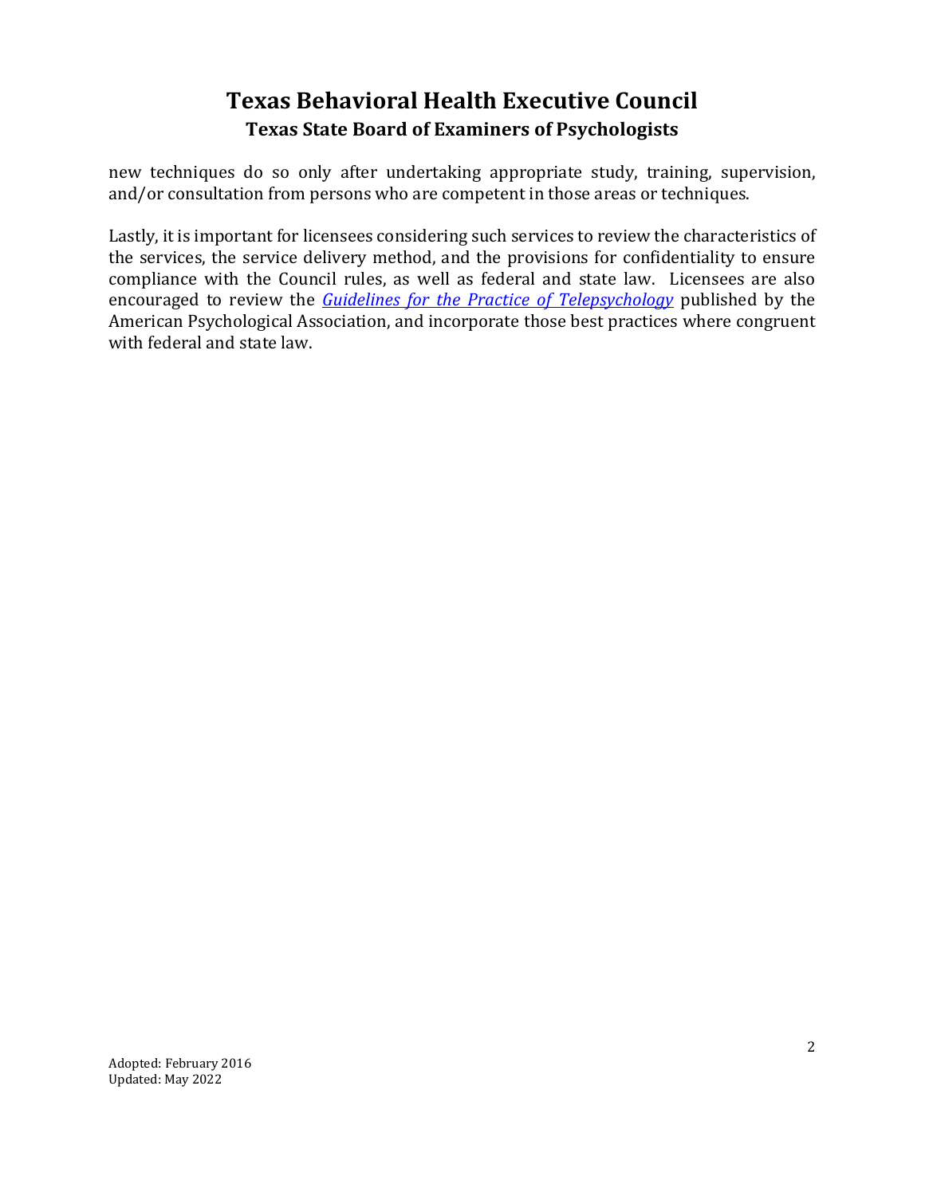new techniques do so only after undertaking appropriate study, training, supervision, and/or consultation from persons who are competent in those areas or techniques.

Lastly, it is important for licensees considering such services to review the characteristics of the services, the service delivery method, and the provisions for confidentiality to ensure compliance with the Council rules, as well as federal and state law. Licensees are also encouraged to review the *Guidelines for the Practice of Telepsychology* published by the American Psychological Association, and incorporate those best practices where congruent with federal and state law.

Adopted: February 2016
Updated: May 2022